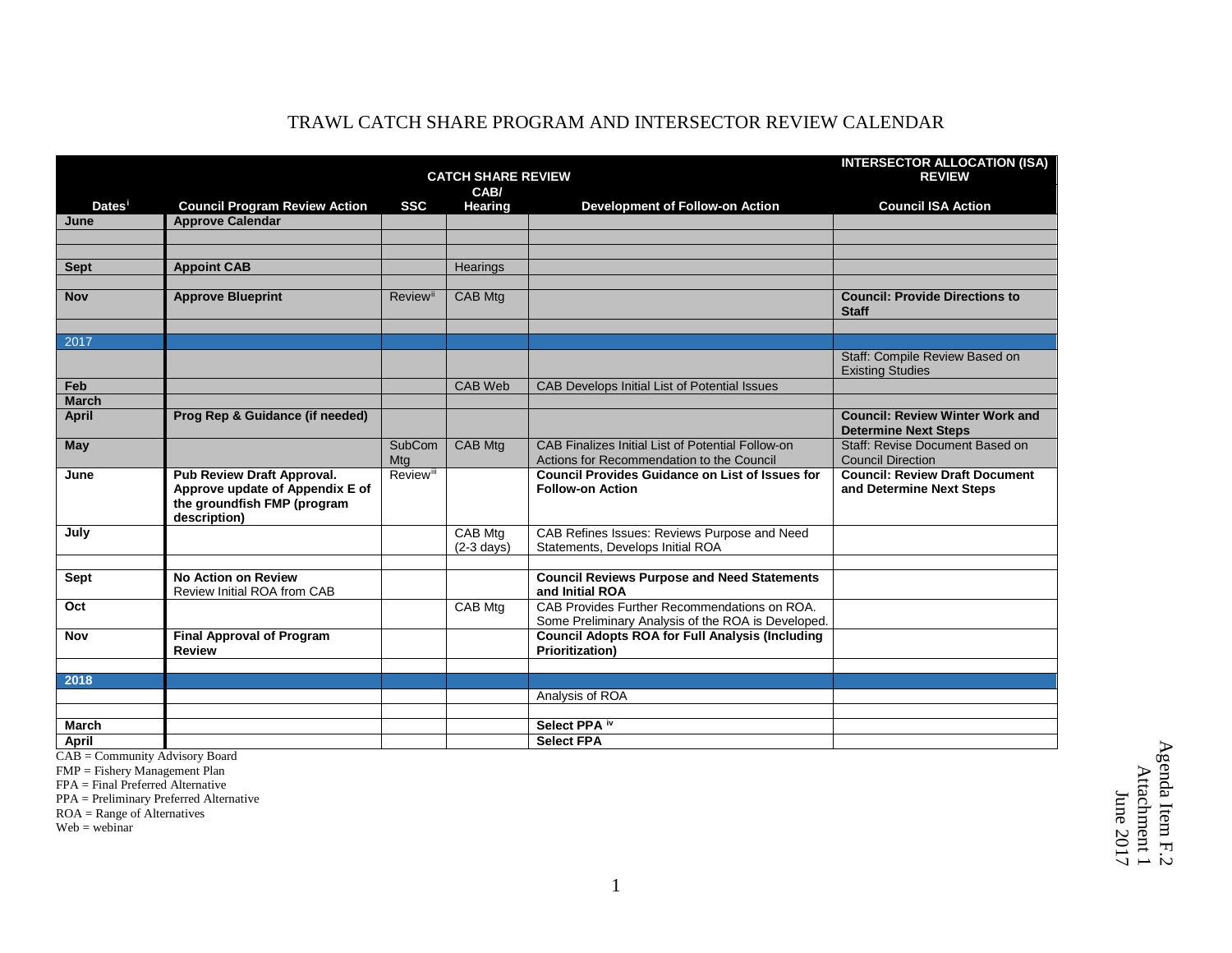# TRAWL CATCH SHARE PROGRAM AND INTERSECTOR REVIEW CALENDAR

| | CATCH SHARE REVIEW | | | | INTERSECTOR ALLOCATION (ISA) REVIEW |
|---|---|---|---|---|---|
| **Dates**[i] | **Council Program Review Action** | **SSC** | **CAB/ Hearing** | **Development of Follow-on Action** | **Council ISA Action** |
| **June** | **Approve Calendar** | | | | |
| | | | | | |
| | | | | | |
| **Sept** | **Appoint CAB** | | Hearings | | |
| | | | | | |
| **Nov** | **Approve Blueprint** | Review[ii] | CAB Mtg | | **Council: Provide Directions to Staff** |
| | | | | | |
| 2017 | | | | | |
| | | | | | Staff: Compile Review Based on Existing Studies |
| **Feb** | | | CAB Web | CAB Develops Initial List of Potential Issues | |
| **March** | | | | | |
| **April** | **Prog Rep & Guidance (if needed)** | | | | **Council: Review Winter Work and Determine Next Steps** |
| **May** | | SubCom Mtg | CAB Mtg | CAB Finalizes Initial List of Potential Follow-on Actions for Recommendation to the Council | Staff: Revise Document Based on Council Direction |
| **June** | **Pub Review Draft Approval. Approve update of Appendix E of the groundfish FMP (program description)** | Review[iii] | | **Council Provides Guidance on List of Issues for Follow-on Action** | **Council: Review Draft Document and Determine Next Steps** |
| **July** | | | CAB Mtg (2-3 days) | CAB Refines Issues: Reviews Purpose and Need Statements, Develops Initial ROA | |
| | | | | | |
| **Sept** | **No Action on Review** Review Initial ROA from CAB | | | **Council Reviews Purpose and Need Statements and Initial ROA** | |
| **Oct** | | | CAB Mtg | CAB Provides Further Recommendations on ROA. Some Preliminary Analysis of the ROA is Developed. | |
| **Nov** | **Final Approval of Program Review** | | | **Council Adopts ROA for Full Analysis (Including Prioritization)** | |
| | | | | | |
| **2018** | | | | | |
| | | | | Analysis of ROA | |
| | | | | | |
| **March** | | | | **Select PPA** [iv] | |
| **April** | | | | **Select FPA** | |

CAB = Community Advisory Board
FMP = Fishery Management Plan
FPA = Final Preferred Alternative
PPA = Preliminary Preferred Alternative
ROA = Range of Alternatives
Web = webinar

Agenda Item F.2
Attachment 1
June 2017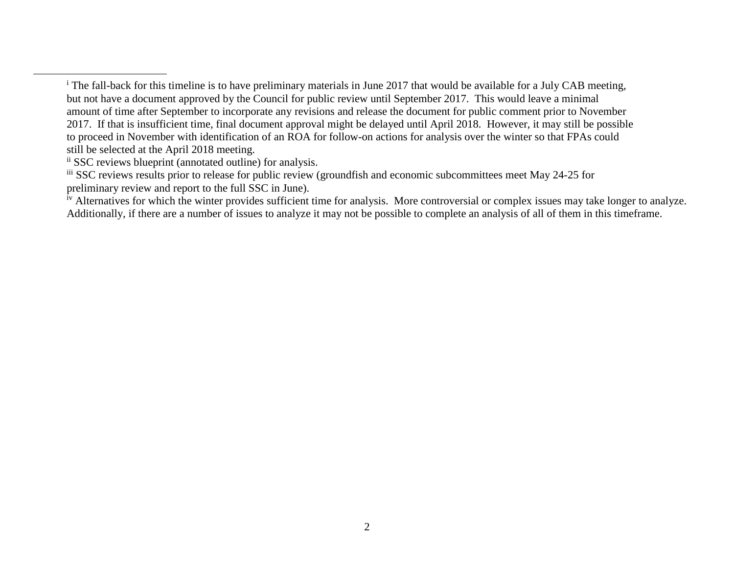[i] The fall-back for this timeline is to have preliminary materials in June 2017 that would be available for a July CAB meeting, but not have a document approved by the Council for public review until September 2017. This would leave a minimal amount of time after September to incorporate any revisions and release the document for public comment prior to November 2017. If that is insufficient time, final document approval might be delayed until April 2018. However, it may still be possible to proceed in November with identification of an ROA for follow-on actions for analysis over the winter so that FPAs could still be selected at the April 2018 meeting.

[ii] SSC reviews blueprint (annotated outline) for analysis.

[iii] SSC reviews results prior to release for public review (groundfish and economic subcommittees meet May 24-25 for preliminary review and report to the full SSC in June).

[iv] Alternatives for which the winter provides sufficient time for analysis. More controversial or complex issues may take longer to analyze. Additionally, if there are a number of issues to analyze it may not be possible to complete an analysis of all of them in this timeframe.